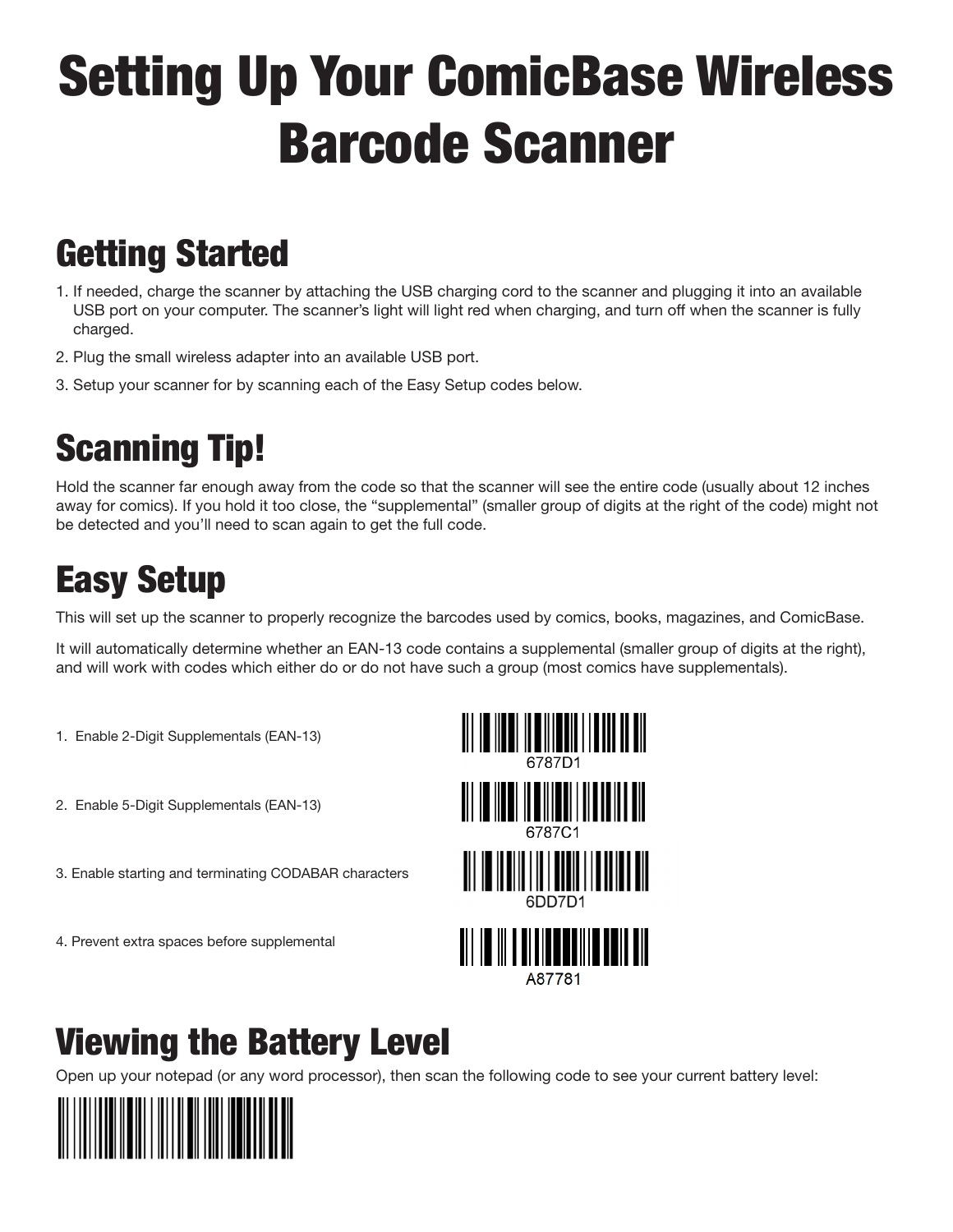# Setting Up Your ComicBase Wireless Barcode Scanner

## Getting Started

1. If needed, charge the scanner by attaching the USB charging cord to the scanner and plugging it into an available USB port on your computer. The scanner's light will light red when charging, and turn off when the scanner is fully charged.
2. Plug the small wireless adapter into an available USB port.
3. Setup your scanner for by scanning each of the Easy Setup codes below.

## Scanning Tip!

Hold the scanner far enough away from the code so that the scanner will see the entire code (usually about 12 inches away for comics). If you hold it too close, the "supplemental" (smaller group of digits at the right of the code) might not be detected and you'll need to scan again to get the full code.

## Easy Setup

This will set up the scanner to properly recognize the barcodes used by comics, books, magazines, and ComicBase.

It will automatically determine whether an EAN-13 code contains a supplemental (smaller group of digits at the right), and will work with codes which either do or do not have such a group (most comics have supplementals).

1. Enable 2-Digit Supplementals (EAN-13)

6787D1

2. Enable 5-Digit Supplementals (EAN-13)

6787C1

3. Enable starting and terminating CODABAR characters

6DD7D1

4. Prevent extra spaces before supplemental

A87781

## Viewing the Battery Level

Open up your notepad (or any word processor), then scan the following code to see your current battery level: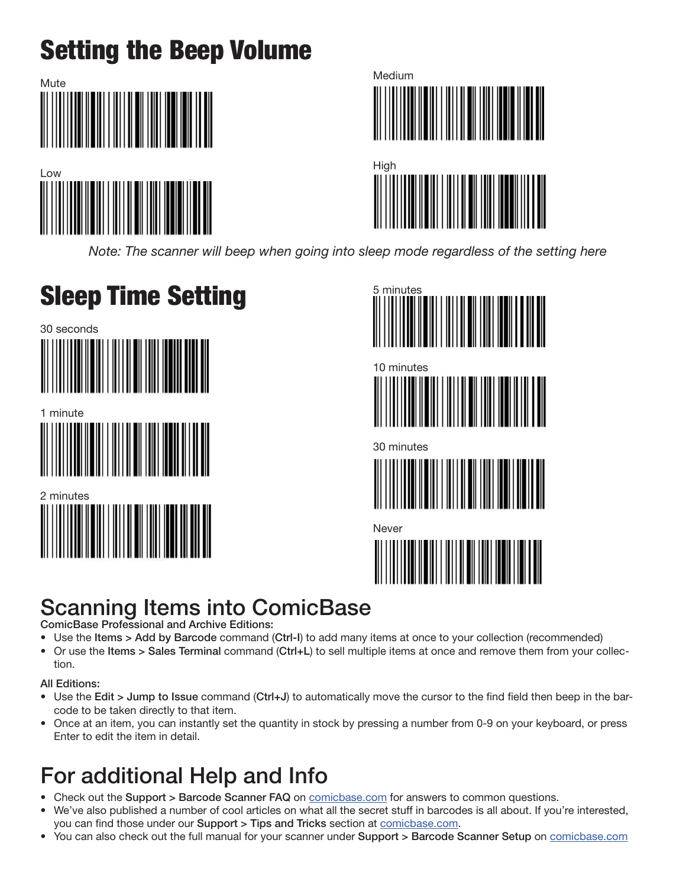# Setting the Beep Volume

Mute

Low

Medium

High

*Note: The scanner will beep when going into sleep mode regardless of the setting here*

# Sleep Time Setting

30 seconds

1 minute

2 minutes

5 minutes

10 minutes

30 minutes

Never

## Scanning Items into ComicBase

**ComicBase Professional and Archive Editions:**

- Use the **Items > Add by Barcode** command (**Ctrl-I**) to add many items at once to your collection (recommended)
- Or use the **Items > Sales Terminal** command (**Ctrl+L**) to sell multiple items at once and remove them from your collection.

**All Editions:**

- Use the **Edit > Jump to Issue** command (**Ctrl+J**) to automatically move the cursor to the find field then beep in the barcode to be taken directly to that item.
- Once at an item, you can instantly set the quantity in stock by pressing a number from 0-9 on your keyboard, or press Enter to edit the item in detail.

## For additional Help and Info

- Check out the **Support > Barcode Scanner FAQ** on comicbase.com for answers to common questions.
- We've also published a number of cool articles on what all the secret stuff in barcodes is all about. If you're interested, you can find those under our **Support > Tips and Tricks** section at comicbase.com.
- You can also check out the full manual for your scanner under **Support > Barcode Scanner Setup** on comicbase.com